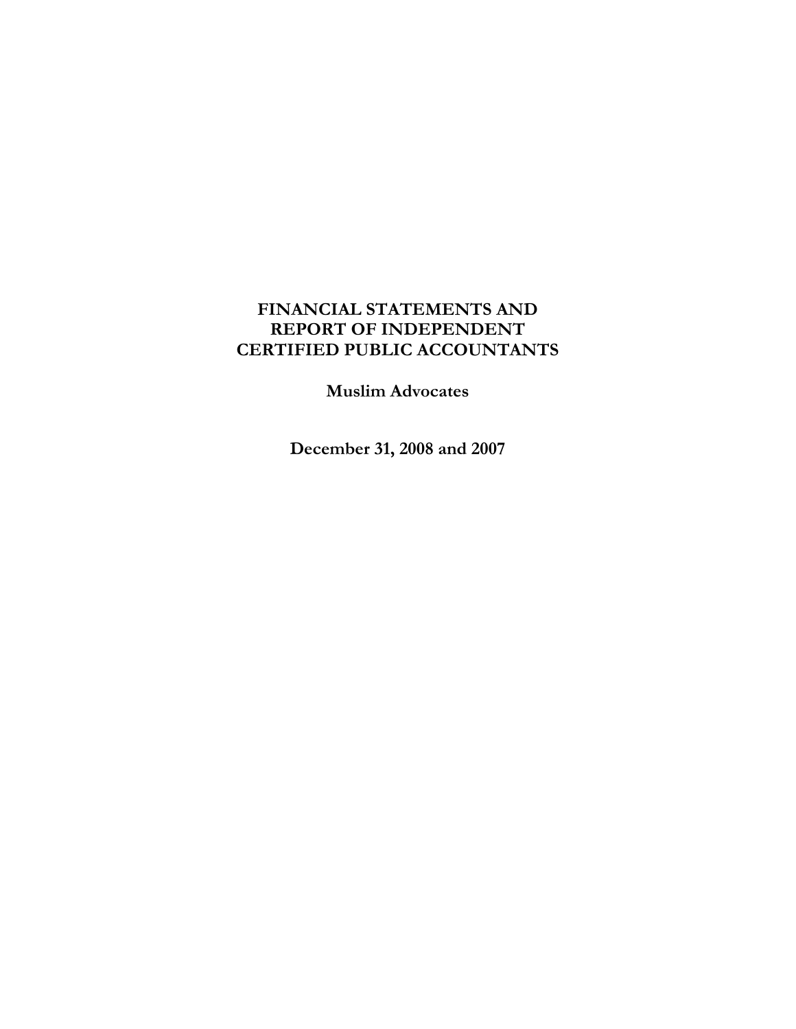# FINANCIAL STATEMENTS AND REPORT OF INDEPENDENT CERTIFIED PUBLIC ACCOUNTANTS

**Muslim Advocates**

**December 31, 2008 and 2007**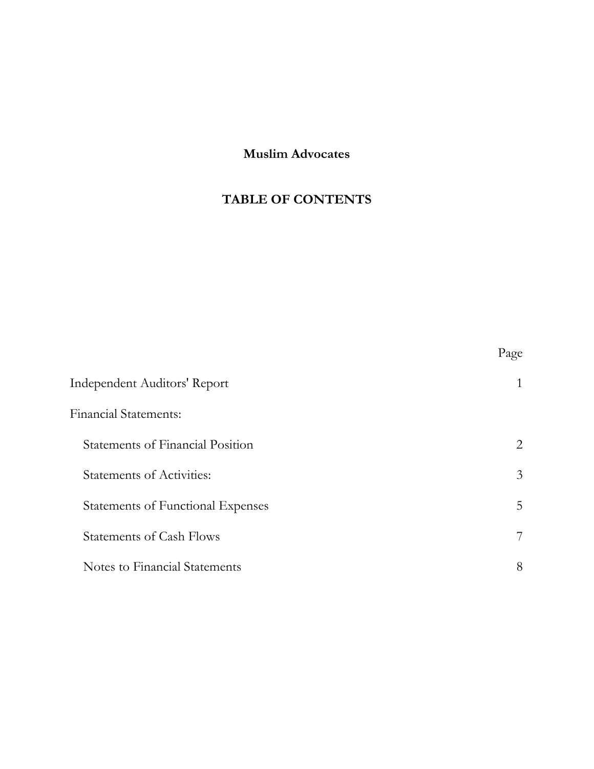# Muslim Advocates

## TABLE OF CONTENTS

| | Page |
|---|---|
| Independent Auditors' Report | 1 |
| Financial Statements: | |
| Statements of Financial Position | 2 |
| Statements of Activities: | 3 |
| Statements of Functional Expenses | 5 |
| Statements of Cash Flows | 7 |
| Notes to Financial Statements | 8 |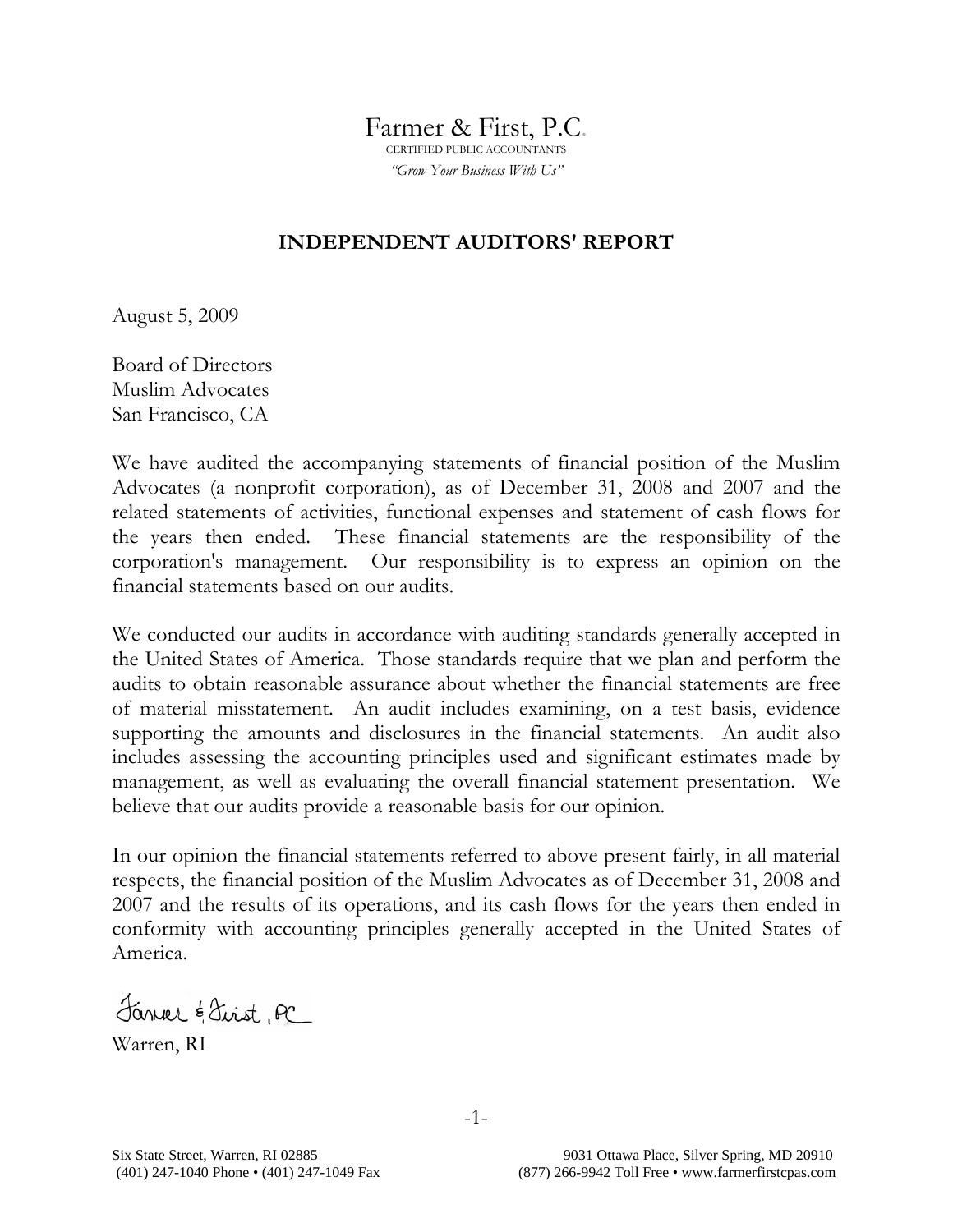Farmer & First, P.C.
CERTIFIED PUBLIC ACCOUNTANTS
*"Grow Your Business With Us"*

## INDEPENDENT AUDITORS' REPORT

August 5, 2009

Board of Directors
Muslim Advocates
San Francisco, CA

We have audited the accompanying statements of financial position of the Muslim Advocates (a nonprofit corporation), as of December 31, 2008 and 2007 and the related statements of activities, functional expenses and statement of cash flows for the years then ended. These financial statements are the responsibility of the corporation's management. Our responsibility is to express an opinion on the financial statements based on our audits.

We conducted our audits in accordance with auditing standards generally accepted in the United States of America. Those standards require that we plan and perform the audits to obtain reasonable assurance about whether the financial statements are free of material misstatement. An audit includes examining, on a test basis, evidence supporting the amounts and disclosures in the financial statements. An audit also includes assessing the accounting principles used and significant estimates made by management, as well as evaluating the overall financial statement presentation. We believe that our audits provide a reasonable basis for our opinion.

In our opinion the financial statements referred to above present fairly, in all material respects, the financial position of the Muslim Advocates as of December 31, 2008 and 2007 and the results of its operations, and its cash flows for the years then ended in conformity with accounting principles generally accepted in the United States of America.

Farmer & First, PC
Warren, RI

Six State Street, Warren, RI 02885
(401) 247-1040 Phone • (401) 247-1049 Fax

9031 Ottawa Place, Silver Spring, MD 20910
(877) 266-9942 Toll Free • www.farmerfirstcpas.com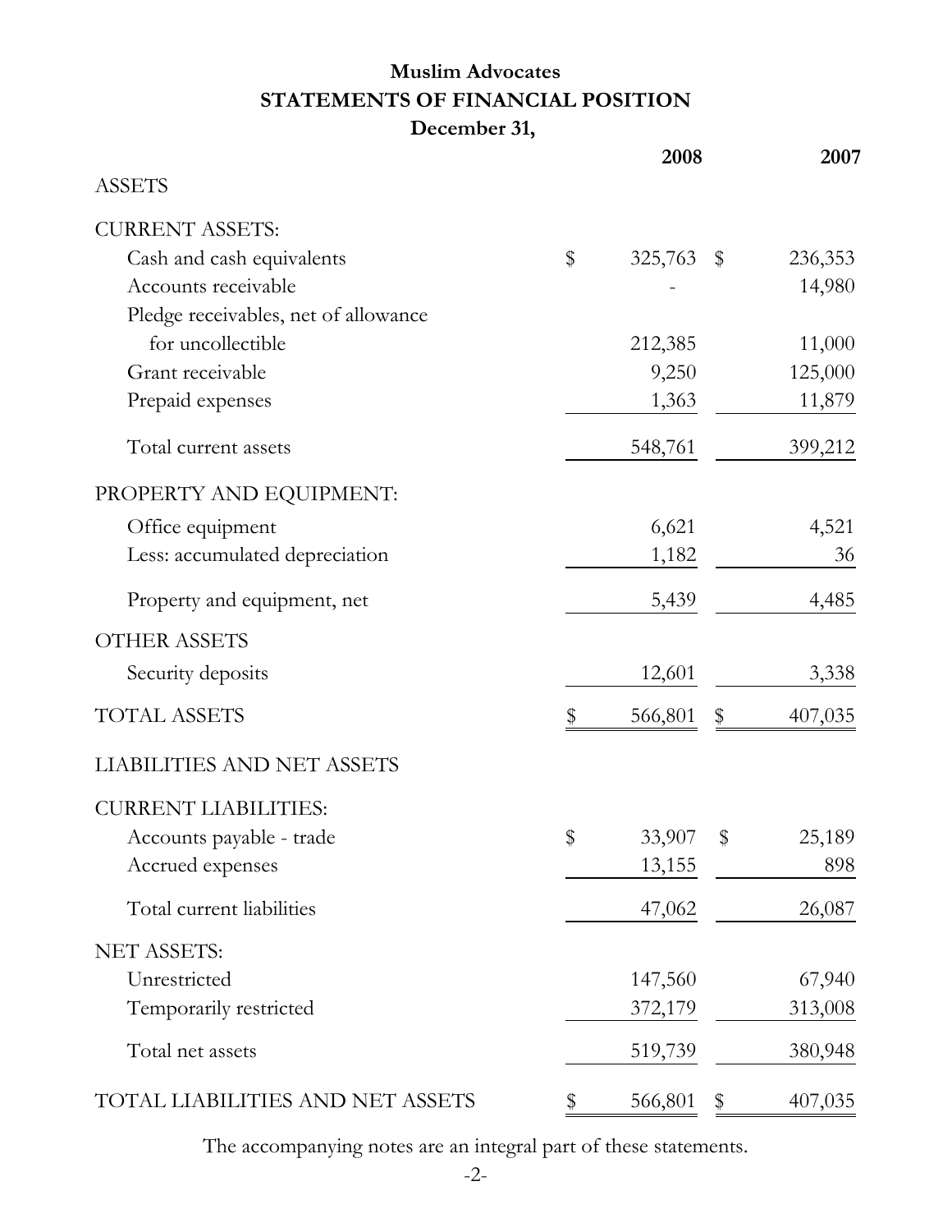# Muslim Advocates

## STATEMENTS OF FINANCIAL POSITION

### December 31,

| | 2008 | 2007 |
|---|---|---|
| ASSETS | | |
| CURRENT ASSETS: | | |
| Cash and cash equivalents | $ 325,763 | $ 236,353 |
| Accounts receivable | - | 14,980 |
| Pledge receivables, net of allowance for uncollectible | 212,385 | 11,000 |
| Grant receivable | 9,250 | 125,000 |
| Prepaid expenses | 1,363 | 11,879 |
| Total current assets | 548,761 | 399,212 |
| PROPERTY AND EQUIPMENT: | | |
| Office equipment | 6,621 | 4,521 |
| Less: accumulated depreciation | 1,182 | 36 |
| Property and equipment, net | 5,439 | 4,485 |
| OTHER ASSETS | | |
| Security deposits | 12,601 | 3,338 |
| TOTAL ASSETS | $ 566,801 | $ 407,035 |
| LIABILITIES AND NET ASSETS | | |
| CURRENT LIABILITIES: | | |
| Accounts payable - trade | $ 33,907 | $ 25,189 |
| Accrued expenses | 13,155 | 898 |
| Total current liabilities | 47,062 | 26,087 |
| NET ASSETS: | | |
| Unrestricted | 147,560 | 67,940 |
| Temporarily restricted | 372,179 | 313,008 |
| Total net assets | 519,739 | 380,948 |
| TOTAL LIABILITIES AND NET ASSETS | $ 566,801 | $ 407,035 |

The accompanying notes are an integral part of these statements.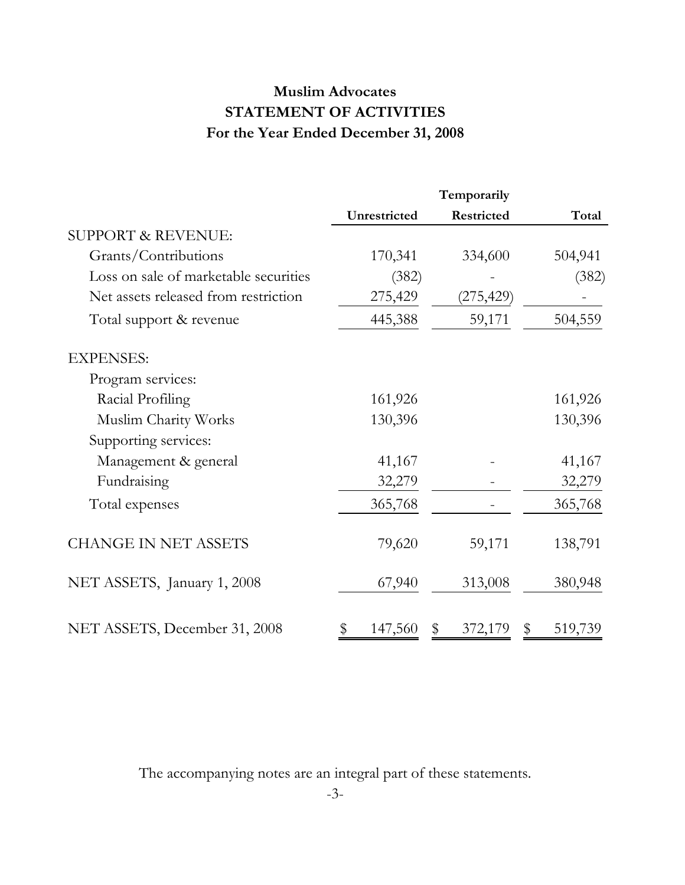# Muslim Advocates
## STATEMENT OF ACTIVITIES
### For the Year Ended December 31, 2008

| | Unrestricted | Temporarily Restricted | Total |
|---|---|---|---|
| SUPPORT & REVENUE: | | | |
| Grants/Contributions | 170,341 | 334,600 | 504,941 |
| Loss on sale of marketable securities | (382) | - | (382) |
| Net assets released from restriction | 275,429 | (275,429) | - |
| Total support & revenue | 445,388 | 59,171 | 504,559 |
| EXPENSES: | | | |
| Program services: | | | |
| Racial Profiling | 161,926 | | 161,926 |
| Muslim Charity Works | 130,396 | | 130,396 |
| Supporting services: | | | |
| Management & general | 41,167 | - | 41,167 |
| Fundraising | 32,279 | - | 32,279 |
| Total expenses | 365,768 | - | 365,768 |
| CHANGE IN NET ASSETS | 79,620 | 59,171 | 138,791 |
| NET ASSETS, January 1, 2008 | 67,940 | 313,008 | 380,948 |
| NET ASSETS, December 31, 2008 | $ 147,560 | $ 372,179 | $ 519,739 |

The accompanying notes are an integral part of these statements.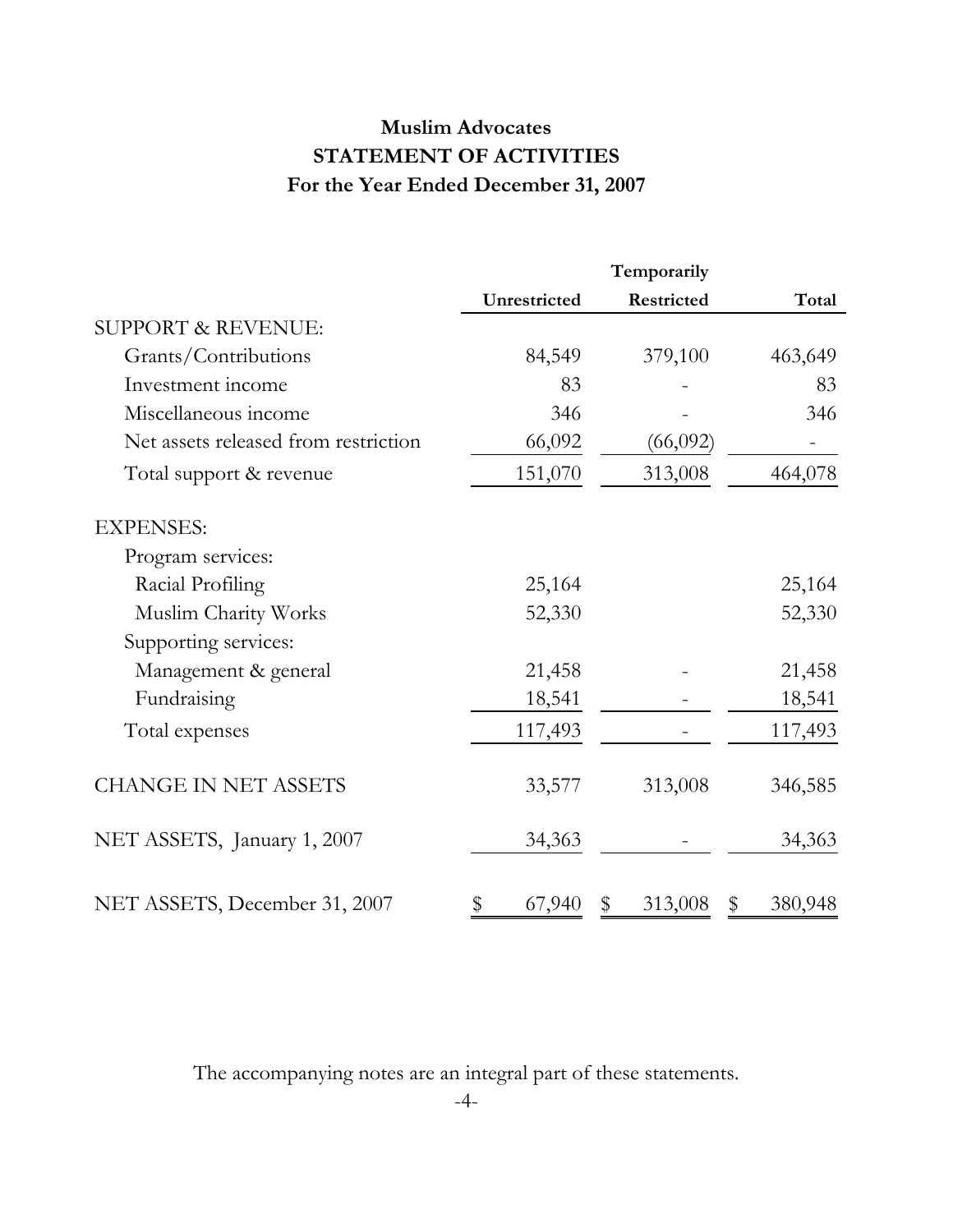# Muslim Advocates
## STATEMENT OF ACTIVITIES
### For the Year Ended December 31, 2007

| | Unrestricted | Temporarily Restricted | Total |
|---|---:|---:|---:|
| SUPPORT & REVENUE: | | | |
| Grants/Contributions | 84,549 | 379,100 | 463,649 |
| Investment income | 83 | - | 83 |
| Miscellaneous income | 346 | - | 346 |
| Net assets released from restriction | 66,092 | (66,092) | - |
| Total support & revenue | 151,070 | 313,008 | 464,078 |
| EXPENSES: | | | |
| Program services: | | | |
| Racial Profiling | 25,164 | | 25,164 |
| Muslim Charity Works | 52,330 | | 52,330 |
| Supporting services: | | | |
| Management & general | 21,458 | - | 21,458 |
| Fundraising | 18,541 | - | 18,541 |
| Total expenses | 117,493 | - | 117,493 |
| CHANGE IN NET ASSETS | 33,577 | 313,008 | 346,585 |
| NET ASSETS, January 1, 2007 | 34,363 | - | 34,363 |
| NET ASSETS, December 31, 2007 | $ 67,940 | $ 313,008 | $ 380,948 |

The accompanying notes are an integral part of these statements.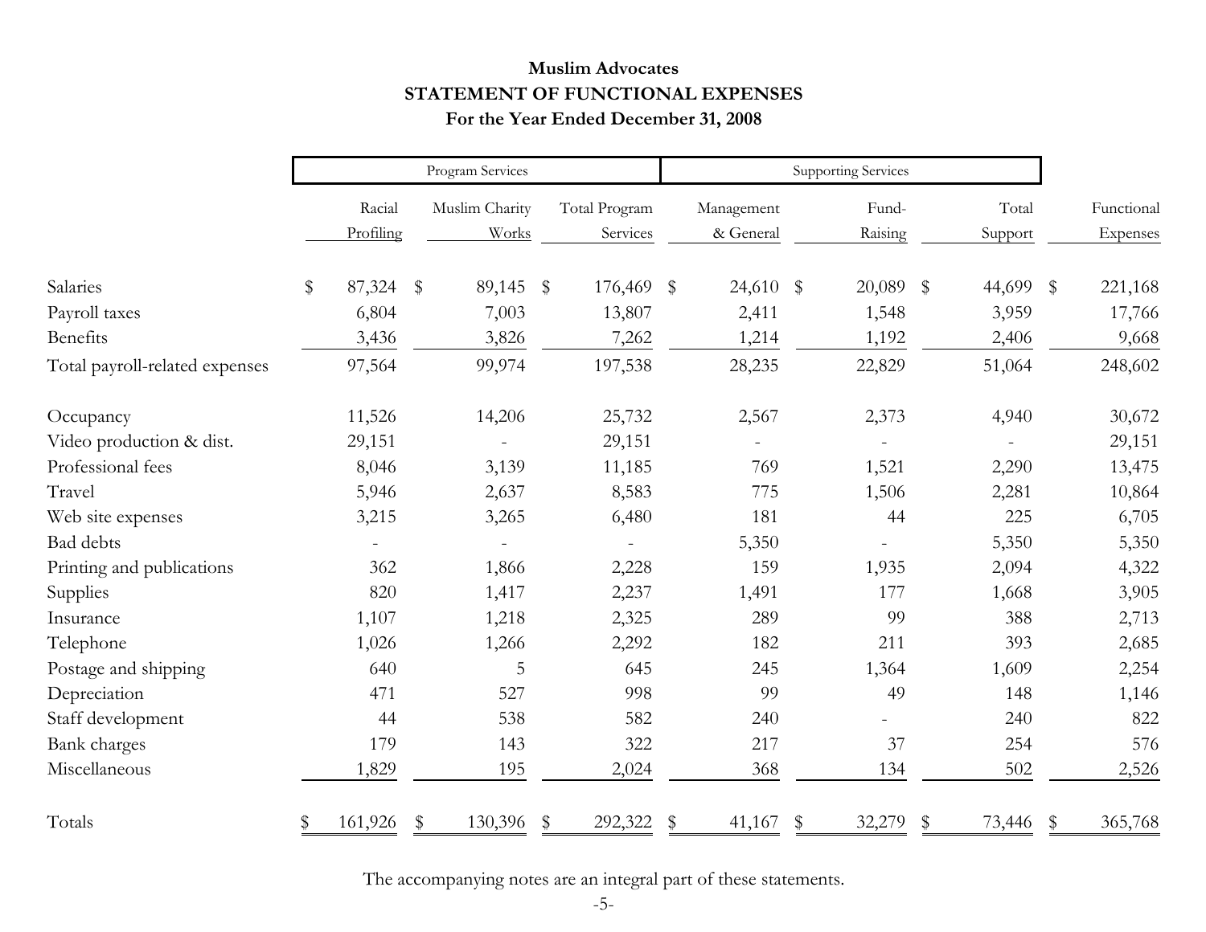**Muslim Advocates**

**STATEMENT OF FUNCTIONAL EXPENSES**

**For the Year Ended December 31, 2008**

| | Program Services | | | Supporting Services | | | |
|---|---|---|---|---|---|---|---|
| | Racial Profiling | Muslim Charity Works | Total Program Services | Management & General | Fund-Raising | Total Support | Functional Expenses |
| Salaries | $ 87,324 | $ 89,145 | $ 176,469 | $ 24,610 | $ 20,089 | $ 44,699 | $ 221,168 |
| Payroll taxes | 6,804 | 7,003 | 13,807 | 2,411 | 1,548 | 3,959 | 17,766 |
| Benefits | 3,436 | 3,826 | 7,262 | 1,214 | 1,192 | 2,406 | 9,668 |
| Total payroll-related expenses | 97,564 | 99,974 | 197,538 | 28,235 | 22,829 | 51,064 | 248,602 |
| Occupancy | 11,526 | 14,206 | 25,732 | 2,567 | 2,373 | 4,940 | 30,672 |
| Video production & dist. | 29,151 | - | 29,151 | - | - | - | 29,151 |
| Professional fees | 8,046 | 3,139 | 11,185 | 769 | 1,521 | 2,290 | 13,475 |
| Travel | 5,946 | 2,637 | 8,583 | 775 | 1,506 | 2,281 | 10,864 |
| Web site expenses | 3,215 | 3,265 | 6,480 | 181 | 44 | 225 | 6,705 |
| Bad debts | - | - | - | 5,350 | - | 5,350 | 5,350 |
| Printing and publications | 362 | 1,866 | 2,228 | 159 | 1,935 | 2,094 | 4,322 |
| Supplies | 820 | 1,417 | 2,237 | 1,491 | 177 | 1,668 | 3,905 |
| Insurance | 1,107 | 1,218 | 2,325 | 289 | 99 | 388 | 2,713 |
| Telephone | 1,026 | 1,266 | 2,292 | 182 | 211 | 393 | 2,685 |
| Postage and shipping | 640 | 5 | 645 | 245 | 1,364 | 1,609 | 2,254 |
| Depreciation | 471 | 527 | 998 | 99 | 49 | 148 | 1,146 |
| Staff development | 44 | 538 | 582 | 240 | - | 240 | 822 |
| Bank charges | 179 | 143 | 322 | 217 | 37 | 254 | 576 |
| Miscellaneous | 1,829 | 195 | 2,024 | 368 | 134 | 502 | 2,526 |
| Totals | $ 161,926 | $ 130,396 | $ 292,322 | $ 41,167 | $ 32,279 | $ 73,446 | $ 365,768 |

The accompanying notes are an integral part of these statements.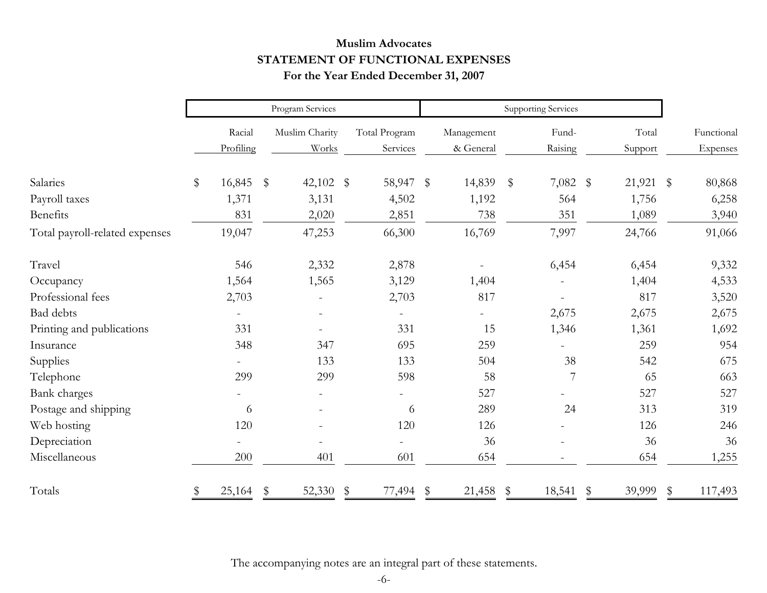**Muslim Advocates**
**STATEMENT OF FUNCTIONAL EXPENSES**
**For the Year Ended December 31, 2007**

| | Program Services | | | Supporting Services | | | |
|---|---|---|---|---|---|---|---|
| | Racial Profiling | Muslim Charity Works | Total Program Services | Management & General | Fund-Raising | Total Support | Functional Expenses |
| Salaries | $ 16,845 | $ 42,102 | $ 58,947 | $ 14,839 | $ 7,082 | $ 21,921 | $ 80,868 |
| Payroll taxes | 1,371 | 3,131 | 4,502 | 1,192 | 564 | 1,756 | 6,258 |
| Benefits | 831 | 2,020 | 2,851 | 738 | 351 | 1,089 | 3,940 |
| Total payroll-related expenses | 19,047 | 47,253 | 66,300 | 16,769 | 7,997 | 24,766 | 91,066 |
| Travel | 546 | 2,332 | 2,878 | - | 6,454 | 6,454 | 9,332 |
| Occupancy | 1,564 | 1,565 | 3,129 | 1,404 | - | 1,404 | 4,533 |
| Professional fees | 2,703 | - | 2,703 | 817 | - | 817 | 3,520 |
| Bad debts | - | - | - | - | 2,675 | 2,675 | 2,675 |
| Printing and publications | 331 | - | 331 | 15 | 1,346 | 1,361 | 1,692 |
| Insurance | 348 | 347 | 695 | 259 | - | 259 | 954 |
| Supplies | - | 133 | 133 | 504 | 38 | 542 | 675 |
| Telephone | 299 | 299 | 598 | 58 | 7 | 65 | 663 |
| Bank charges | - | - | - | 527 | - | 527 | 527 |
| Postage and shipping | 6 | - | 6 | 289 | 24 | 313 | 319 |
| Web hosting | 120 | - | 120 | 126 | - | 126 | 246 |
| Depreciation | - | - | - | 36 | - | 36 | 36 |
| Miscellaneous | 200 | 401 | 601 | 654 | - | 654 | 1,255 |
| Totals | $ 25,164 | $ 52,330 | $ 77,494 | $ 21,458 | $ 18,541 | $ 39,999 | $ 117,493 |

The accompanying notes are an integral part of these statements.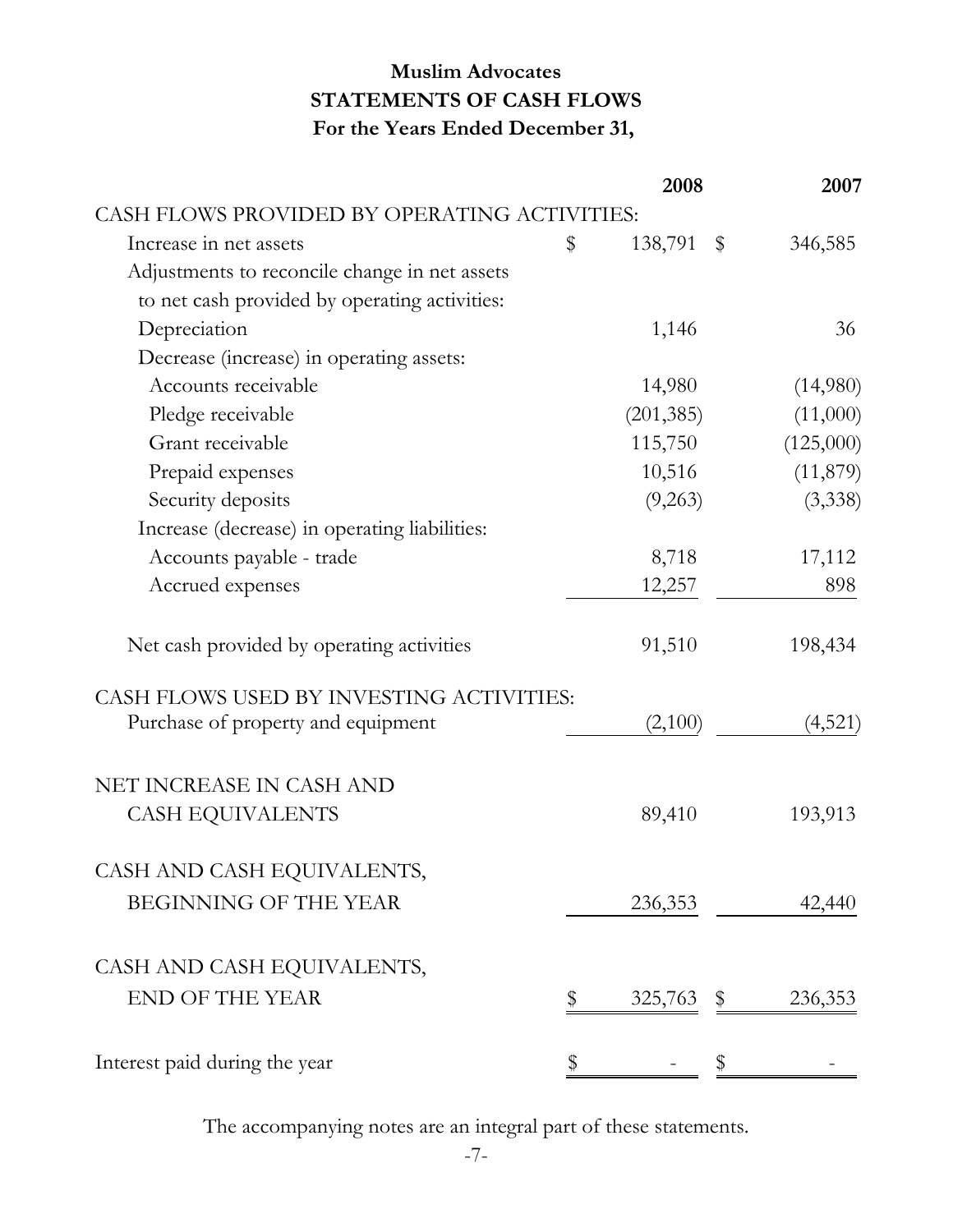# Muslim Advocates
## STATEMENTS OF CASH FLOWS
### For the Years Ended December 31,

| | 2008 | 2007 |
|---|---|---|
| CASH FLOWS PROVIDED BY OPERATING ACTIVITIES: | | |
| Increase in net assets | $ 138,791 | $ 346,585 |
| Adjustments to reconcile change in net assets to net cash provided by operating activities: | | |
| Depreciation | 1,146 | 36 |
| Decrease (increase) in operating assets: | | |
| Accounts receivable | 14,980 | (14,980) |
| Pledge receivable | (201,385) | (11,000) |
| Grant receivable | 115,750 | (125,000) |
| Prepaid expenses | 10,516 | (11,879) |
| Security deposits | (9,263) | (3,338) |
| Increase (decrease) in operating liabilities: | | |
| Accounts payable - trade | 8,718 | 17,112 |
| Accrued expenses | 12,257 | 898 |
| Net cash provided by operating activities | 91,510 | 198,434 |
| CASH FLOWS USED BY INVESTING ACTIVITIES: | | |
| Purchase of property and equipment | (2,100) | (4,521) |
| NET INCREASE IN CASH AND CASH EQUIVALENTS | 89,410 | 193,913 |
| CASH AND CASH EQUIVALENTS, BEGINNING OF THE YEAR | 236,353 | 42,440 |
| CASH AND CASH EQUIVALENTS, END OF THE YEAR | $ 325,763 | $ 236,353 |
| Interest paid during the year | $ - | $ - |

The accompanying notes are an integral part of these statements.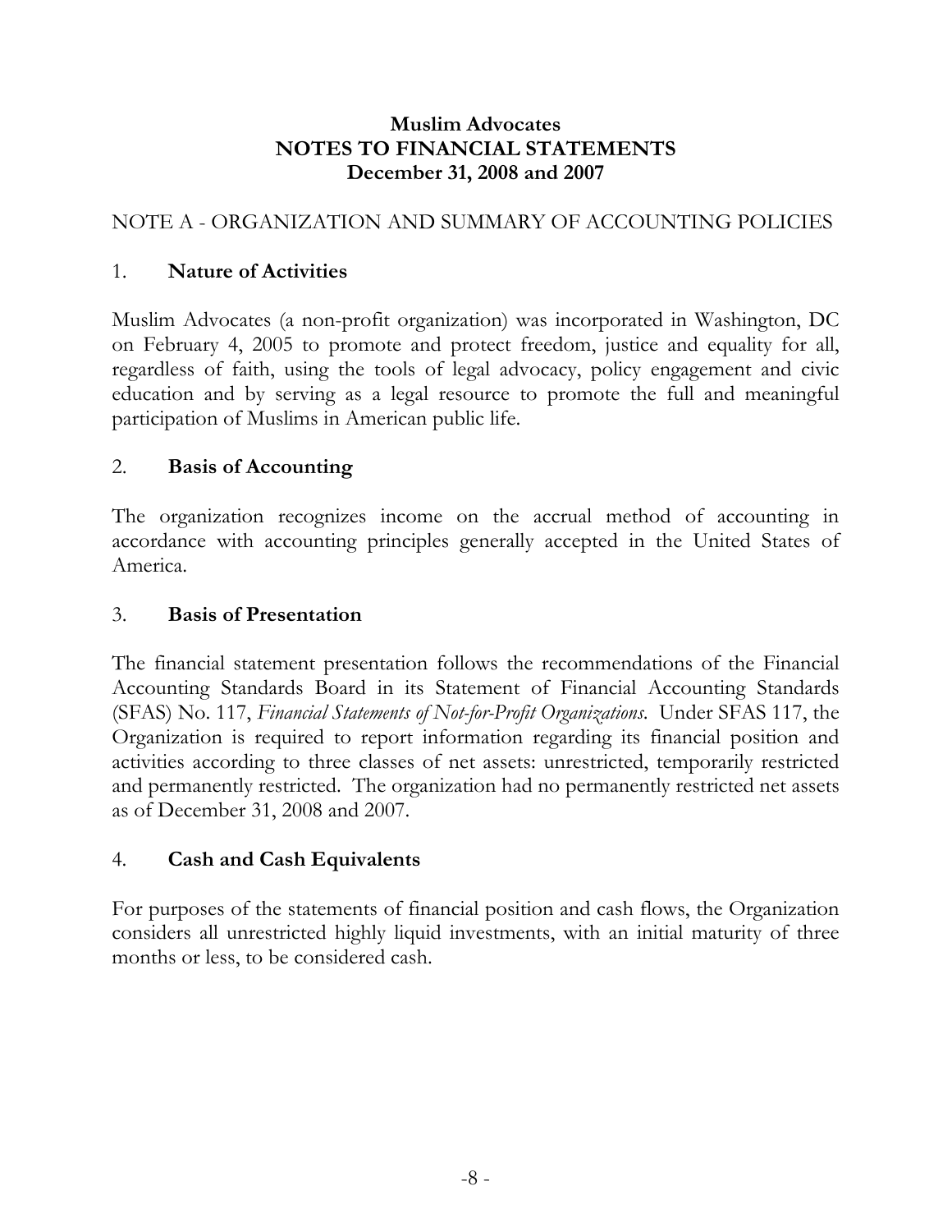# Muslim Advocates
# NOTES TO FINANCIAL STATEMENTS
## December 31, 2008 and 2007

NOTE A - ORGANIZATION AND SUMMARY OF ACCOUNTING POLICIES

### 1. **Nature of Activities**

Muslim Advocates (a non-profit organization) was incorporated in Washington, DC on February 4, 2005 to promote and protect freedom, justice and equality for all, regardless of faith, using the tools of legal advocacy, policy engagement and civic education and by serving as a legal resource to promote the full and meaningful participation of Muslims in American public life.

### 2. **Basis of Accounting**

The organization recognizes income on the accrual method of accounting in accordance with accounting principles generally accepted in the United States of America.

### 3. **Basis of Presentation**

The financial statement presentation follows the recommendations of the Financial Accounting Standards Board in its Statement of Financial Accounting Standards (SFAS) No. 117, *Financial Statements of Not-for-Profit Organizations*. Under SFAS 117, the Organization is required to report information regarding its financial position and activities according to three classes of net assets: unrestricted, temporarily restricted and permanently restricted. The organization had no permanently restricted net assets as of December 31, 2008 and 2007.

### 4. **Cash and Cash Equivalents**

For purposes of the statements of financial position and cash flows, the Organization considers all unrestricted highly liquid investments, with an initial maturity of three months or less, to be considered cash.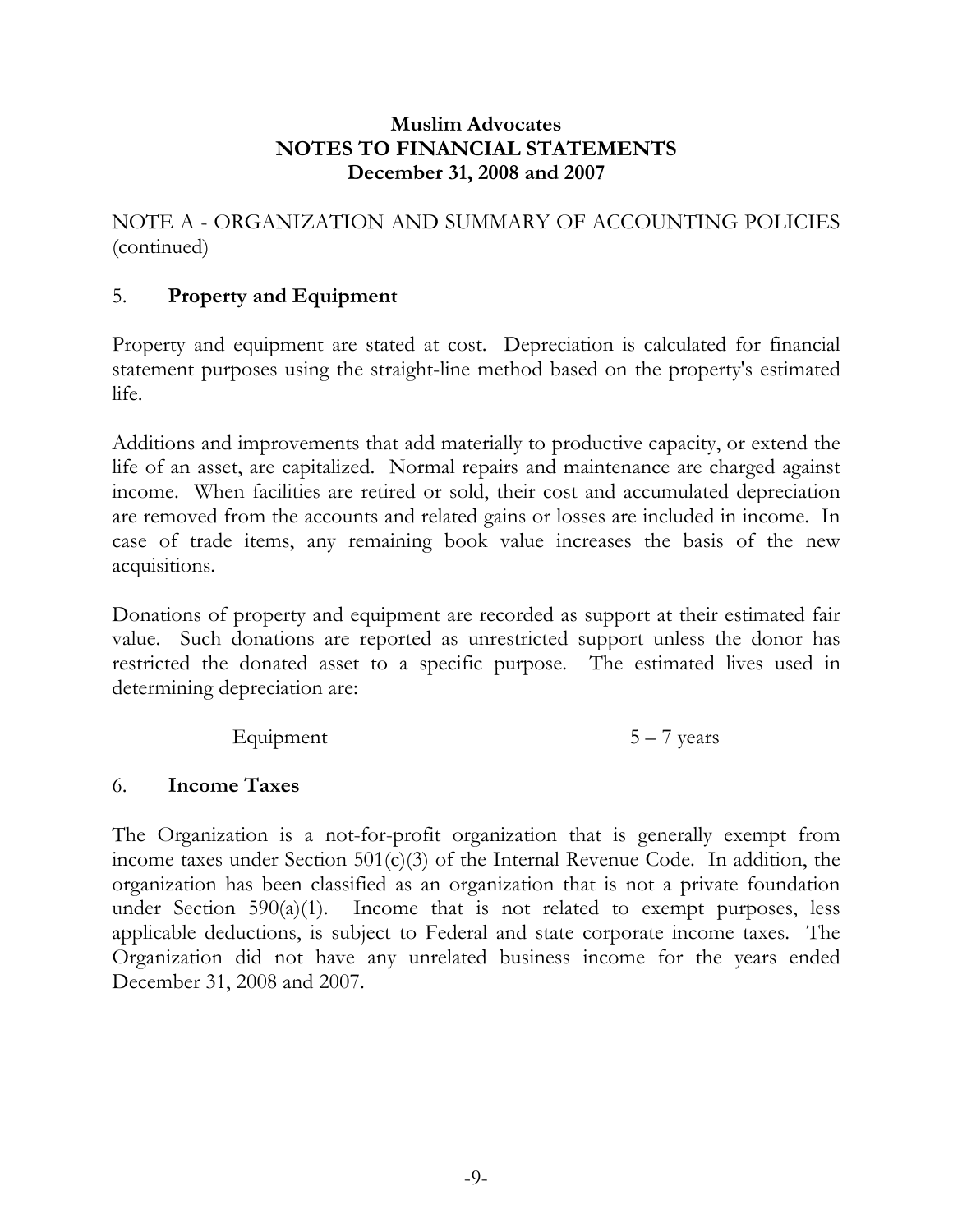**Muslim Advocates**
**NOTES TO FINANCIAL STATEMENTS**
**December 31, 2008 and 2007**

NOTE A - ORGANIZATION AND SUMMARY OF ACCOUNTING POLICIES (continued)

5. **Property and Equipment**

Property and equipment are stated at cost. Depreciation is calculated for financial statement purposes using the straight-line method based on the property's estimated life.

Additions and improvements that add materially to productive capacity, or extend the life of an asset, are capitalized. Normal repairs and maintenance are charged against income. When facilities are retired or sold, their cost and accumulated depreciation are removed from the accounts and related gains or losses are included in income. In case of trade items, any remaining book value increases the basis of the new acquisitions.

Donations of property and equipment are recorded as support at their estimated fair value. Such donations are reported as unrestricted support unless the donor has restricted the donated asset to a specific purpose. The estimated lives used in determining depreciation are:

| | |
|---|---|
| Equipment | 5 – 7 years |

6. **Income Taxes**

The Organization is a not-for-profit organization that is generally exempt from income taxes under Section 501(c)(3) of the Internal Revenue Code. In addition, the organization has been classified as an organization that is not a private foundation under Section 590(a)(1). Income that is not related to exempt purposes, less applicable deductions, is subject to Federal and state corporate income taxes. The Organization did not have any unrelated business income for the years ended December 31, 2008 and 2007.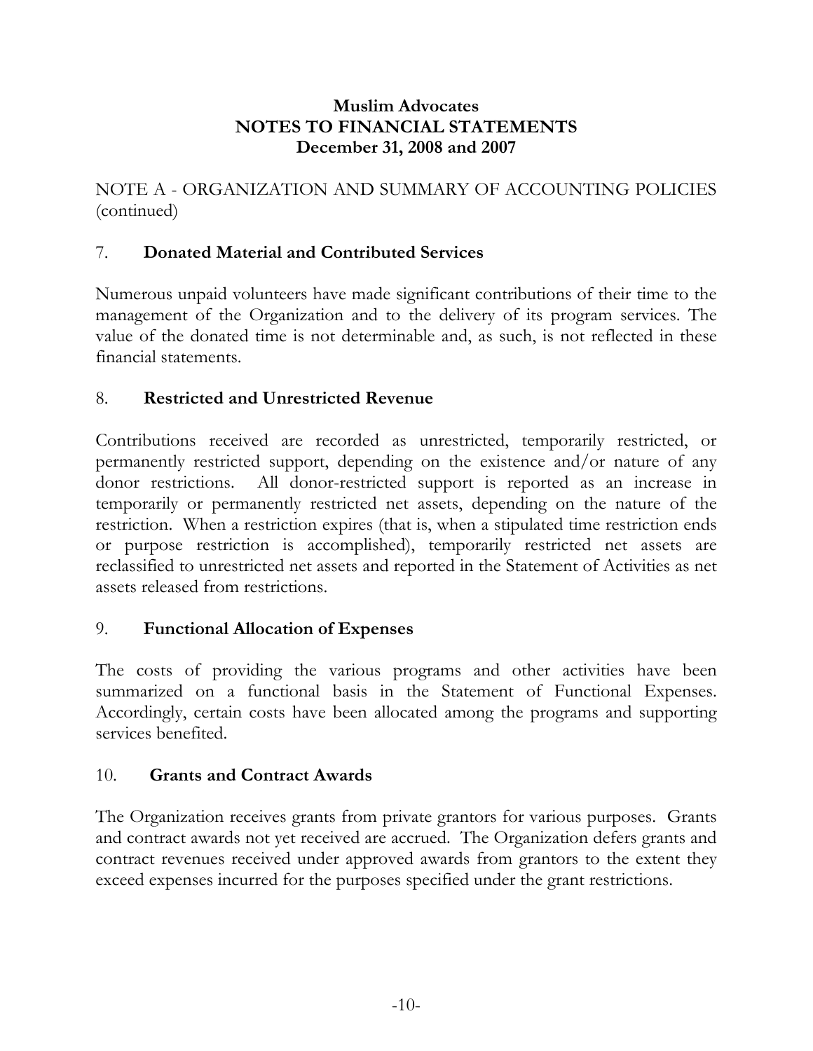**Muslim Advocates**
**NOTES TO FINANCIAL STATEMENTS**
**December 31, 2008 and 2007**

NOTE A - ORGANIZATION AND SUMMARY OF ACCOUNTING POLICIES (continued)

7. **Donated Material and Contributed Services**

Numerous unpaid volunteers have made significant contributions of their time to the management of the Organization and to the delivery of its program services. The value of the donated time is not determinable and, as such, is not reflected in these financial statements.

8. **Restricted and Unrestricted Revenue**

Contributions received are recorded as unrestricted, temporarily restricted, or permanently restricted support, depending on the existence and/or nature of any donor restrictions. All donor-restricted support is reported as an increase in temporarily or permanently restricted net assets, depending on the nature of the restriction. When a restriction expires (that is, when a stipulated time restriction ends or purpose restriction is accomplished), temporarily restricted net assets are reclassified to unrestricted net assets and reported in the Statement of Activities as net assets released from restrictions.

9. **Functional Allocation of Expenses**

The costs of providing the various programs and other activities have been summarized on a functional basis in the Statement of Functional Expenses. Accordingly, certain costs have been allocated among the programs and supporting services benefited.

10. **Grants and Contract Awards**

The Organization receives grants from private grantors for various purposes. Grants and contract awards not yet received are accrued. The Organization defers grants and contract revenues received under approved awards from grantors to the extent they exceed expenses incurred for the purposes specified under the grant restrictions.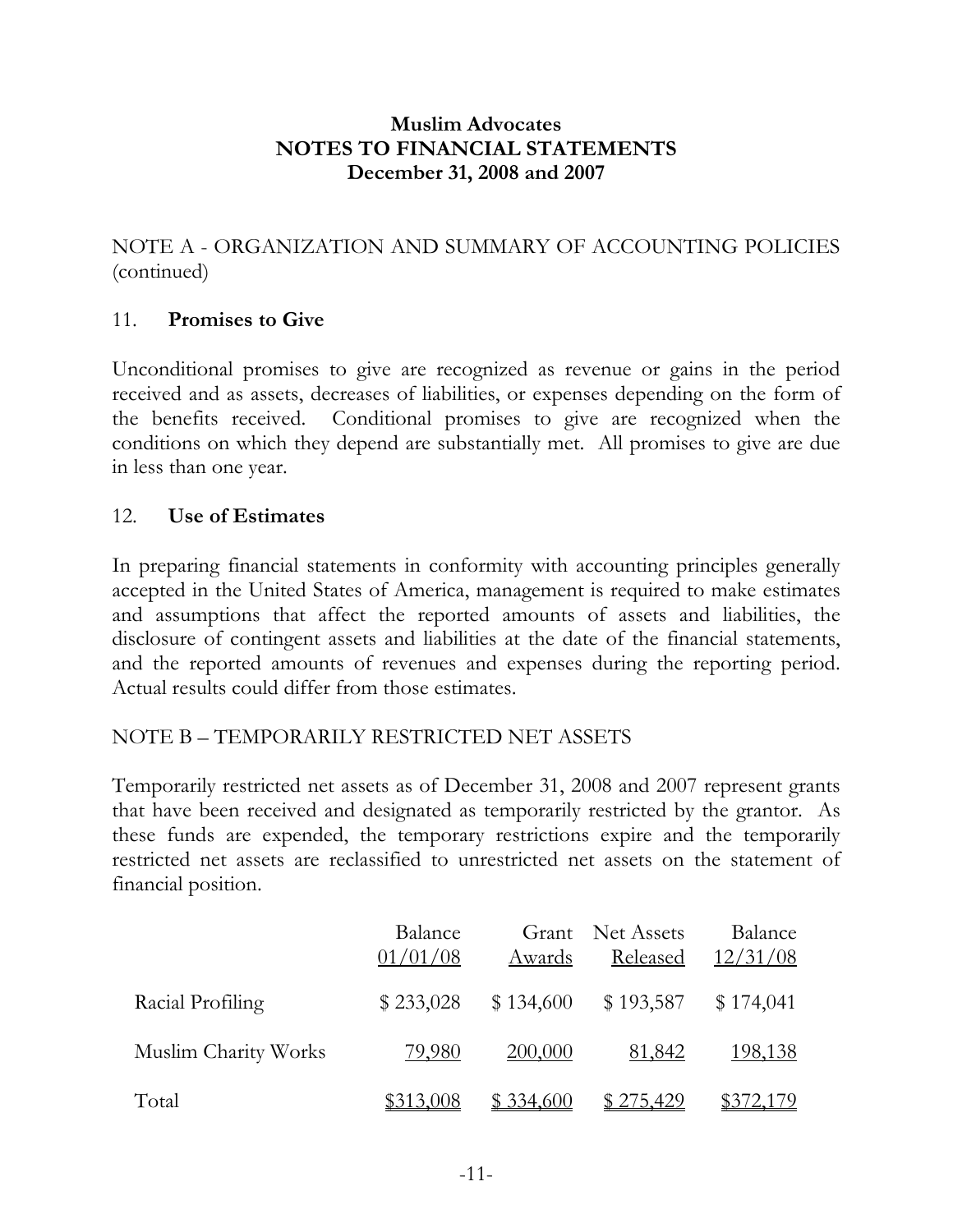# Muslim Advocates
# NOTES TO FINANCIAL STATEMENTS
# December 31, 2008 and 2007

NOTE A - ORGANIZATION AND SUMMARY OF ACCOUNTING POLICIES (continued)

11. **Promises to Give**

Unconditional promises to give are recognized as revenue or gains in the period received and as assets, decreases of liabilities, or expenses depending on the form of the benefits received. Conditional promises to give are recognized when the conditions on which they depend are substantially met. All promises to give are due in less than one year.

12. **Use of Estimates**

In preparing financial statements in conformity with accounting principles generally accepted in the United States of America, management is required to make estimates and assumptions that affect the reported amounts of assets and liabilities, the disclosure of contingent assets and liabilities at the date of the financial statements, and the reported amounts of revenues and expenses during the reporting period. Actual results could differ from those estimates.

NOTE B – TEMPORARILY RESTRICTED NET ASSETS

Temporarily restricted net assets as of December 31, 2008 and 2007 represent grants that have been received and designated as temporarily restricted by the grantor. As these funds are expended, the temporary restrictions expire and the temporarily restricted net assets are reclassified to unrestricted net assets on the statement of financial position.

| | Balance 01/01/08 | Grant Awards | Net Assets Released | Balance 12/31/08 |
|---|---|---|---|---|
| Racial Profiling | $ 233,028 | $ 134,600 | $ 193,587 | $ 174,041 |
| Muslim Charity Works | 79,980 | 200,000 | 81,842 | 198,138 |
| Total | $313,008 | $ 334,600 | $ 275,429 | $372,179 |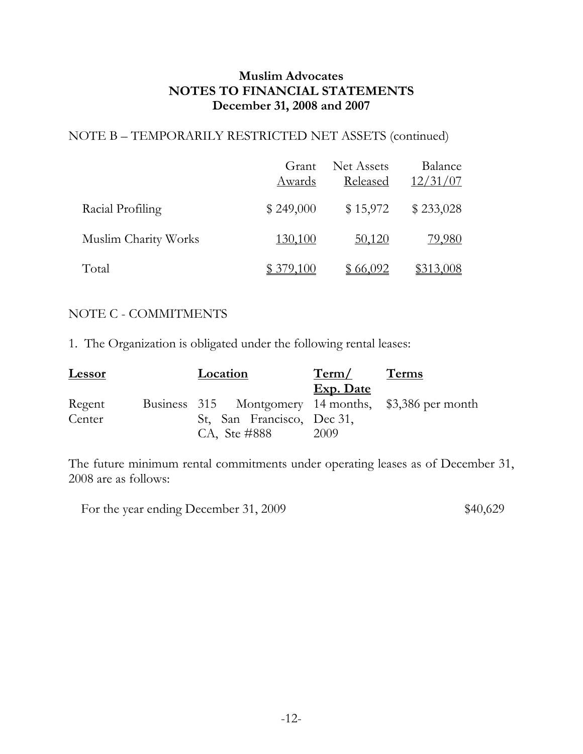# Muslim Advocates
## NOTES TO FINANCIAL STATEMENTS
### December 31, 2008 and 2007

NOTE B – TEMPORARILY RESTRICTED NET ASSETS (continued)

| | Grant Awards | Net Assets Released | Balance 12/31/07 |
|---|---|---|---|
| Racial Profiling | $ 249,000 | $ 15,972 | $ 233,028 |
| Muslim Charity Works | 130,100 | 50,120 | 79,980 |
| Total | $ 379,100 | $ 66,092 | $313,008 |

NOTE C - COMMITMENTS

1. The Organization is obligated under the following rental leases:

| **Lessor** | **Location** | **Term/ Exp. Date** | **Terms** |
|---|---|---|---|
| Regent Business Center | 315 Montgomery St, San Francisco, CA, Ste #888 | 14 months, Dec 31, 2009 | $3,386 per month |

The future minimum rental commitments under operating leases as of December 31, 2008 are as follows:

| | |
|---|---|
| For the year ending December 31, 2009 | $40,629 |